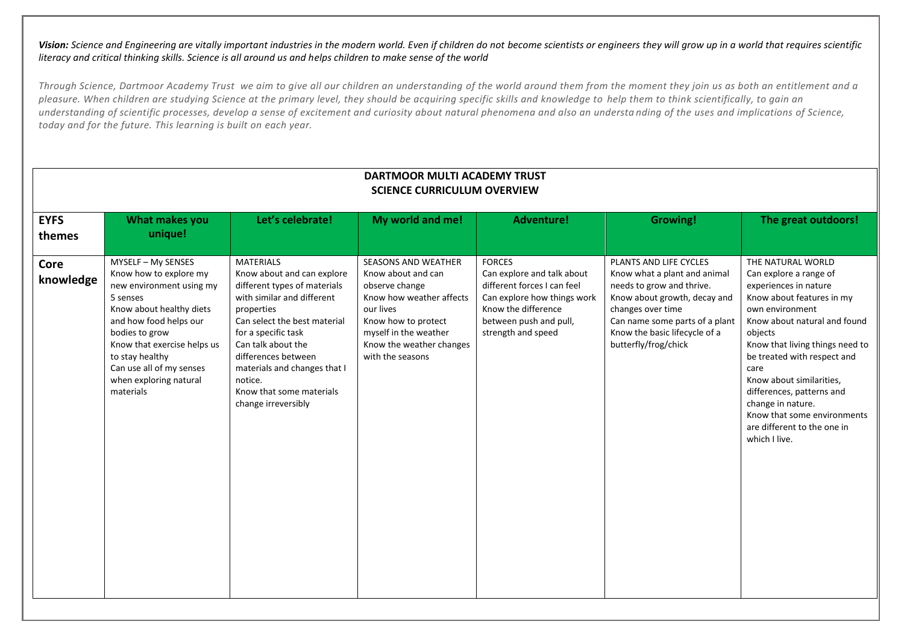***Vision:*** *Science and Engineering are vitally important industries in the modern world. Even if children do not become scientists or engineers they will grow up in a world that requires scientific literacy and critical thinking skills. Science is all around us and helps children to make sense of the world*

*Through Science, Dartmoor Academy Trust we aim to give all our children an understanding of the world around them from the moment they join us as both an entitlement and a pleasure. When children are studying Science at the primary level, they should be acquiring specific skills and knowledge to help them to think scientifically, to gain an understanding of scientific processes, develop a sense of excitement and curiosity about natural phenomena and also an understanding of the uses and implications of Science, today and for the future. This learning is built on each year.*

## DARTMOOR MULTI ACADEMY TRUST
## SCIENCE CURRICULUM OVERVIEW

| **EYFS themes** | **What makes you unique!** | **Let's celebrate!** | **My world and me!** | **Adventure!** | **Growing!** | **The great outdoors!** |
|---|---|---|---|---|---|---|
| **Core knowledge** | MYSELF – My SENSES<br>Know how to explore my new environment using my 5 senses<br>Know about healthy diets and how food helps our bodies to grow<br>Know that exercise helps us to stay healthy<br>Can use all of my senses when exploring natural materials | MATERIALS<br>Know about and can explore different types of materials with similar and different properties<br>Can select the best material for a specific task<br>Can talk about the differences between materials and changes that I notice.<br>Know that some materials change irreversibly | SEASONS AND WEATHER<br>Know about and can observe change<br>Know how weather affects our lives<br>Know how to protect myself in the weather<br>Know the weather changes with the seasons | FORCES<br>Can explore and talk about different forces I can feel<br>Can explore how things work<br>Know the difference between push and pull, strength and speed | PLANTS AND LIFE CYCLES<br>Know what a plant and animal needs to grow and thrive.<br>Know about growth, decay and changes over time<br>Can name some parts of a plant<br>Know the basic lifecycle of a butterfly/frog/chick | THE NATURAL WORLD<br>Can explore a range of experiences in nature<br>Know about features in my own environment<br>Know about natural and found objects<br>Know that living things need to be treated with respect and care<br>Know about similarities, differences, patterns and change in nature.<br>Know that some environments are different to the one in which I live. |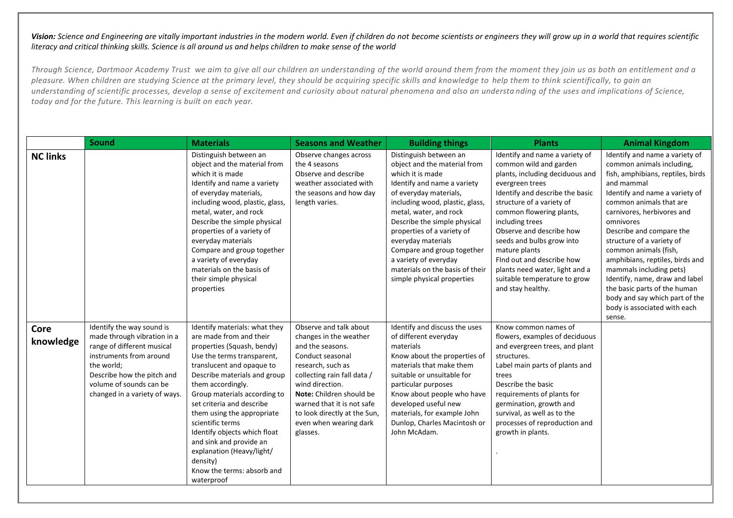***Vision:** Science and Engineering are vitally important industries in the modern world. Even if children do not become scientists or engineers they will grow up in a world that requires scientific literacy and critical thinking skills. Science is all around us and helps children to make sense of the world*

*Through Science, Dartmoor Academy Trust we aim to give all our children an understanding of the world around them from the moment they join us as both an entitlement and a pleasure. When children are studying Science at the primary level, they should be acquiring specific skills and knowledge to help them to think scientifically, to gain an understanding of scientific processes, develop a sense of excitement and curiosity about natural phenomena and also an understa nding of the uses and implications of Science, today and for the future. This learning is built on each year.*

| | Sound | Materials | Seasons and Weather | Building things | Plants | Animal Kingdom |
|---|---|---|---|---|---|---|
| **NC links** | | Distinguish between an object and the material from which it is made<br>Identify and name a variety of everyday materials, including wood, plastic, glass, metal, water, and rock<br>Describe the simple physical properties of a variety of everyday materials<br>Compare and group together a variety of everyday materials on the basis of their simple physical properties | Observe changes across the 4 seasons<br>Observe and describe weather associated with the seasons and how day length varies. | Distinguish between an object and the material from which it is made<br>Identify and name a variety of everyday materials, including wood, plastic, glass, metal, water, and rock<br>Describe the simple physical properties of a variety of everyday materials<br>Compare and group together a variety of everyday materials on the basis of their simple physical properties | Identify and name a variety of common wild and garden plants, including deciduous and evergreen trees<br>Identify and describe the basic structure of a variety of common flowering plants, including trees<br>Observe and describe how seeds and bulbs grow into mature plants<br>FInd out and describe how plants need water, light and a suitable temperature to grow and stay healthy. | Identify and name a variety of common animals including, fish, amphibians, reptiles, birds and mammal<br>Identify and name a variety of common animals that are carnivores, herbivores and omnivores<br>Describe and compare the structure of a variety of common animals (fish, amphibians, reptiles, birds and mammals including pets)<br>Identify, name, draw and label the basic parts of the human body and say which part of the body is associated with each sense. |
| **Core knowledge** | Identify the way sound is made through vibration in a range of different musical instruments from around the world;<br>Describe how the pitch and volume of sounds can be changed in a variety of ways. | Identify materials: what they are made from and their properties (Squash, bendy)<br>Use the terms transparent, translucent and opaque to Describe materials and group them accordingly.<br>Group materials according to set criteria and describe them using the appropriate scientific terms<br>Identify objects which float and sink and provide an explanation (Heavy/light/ density)<br>Know the terms: absorb and waterproof | Observe and talk about changes in the weather and the seasons.<br>Conduct seasonal research, such as collecting rain fall data / wind direction.<br>**Note:** Children should be warned that it is not safe to look directly at the Sun, even when wearing dark glasses. | Identify and discuss the uses of different everyday materials<br>Know about the properties of materials that make them suitable or unsuitable for particular purposes<br>Know about people who have developed useful new materials, for example John Dunlop, Charles Macintosh or John McAdam. | Know common names of flowers, examples of deciduous and evergreen trees, and plant structures.<br>Label main parts of plants and trees<br>Describe the basic requirements of plants for germination, growth and survival, as well as to the processes of reproduction and growth in plants.<br>. | |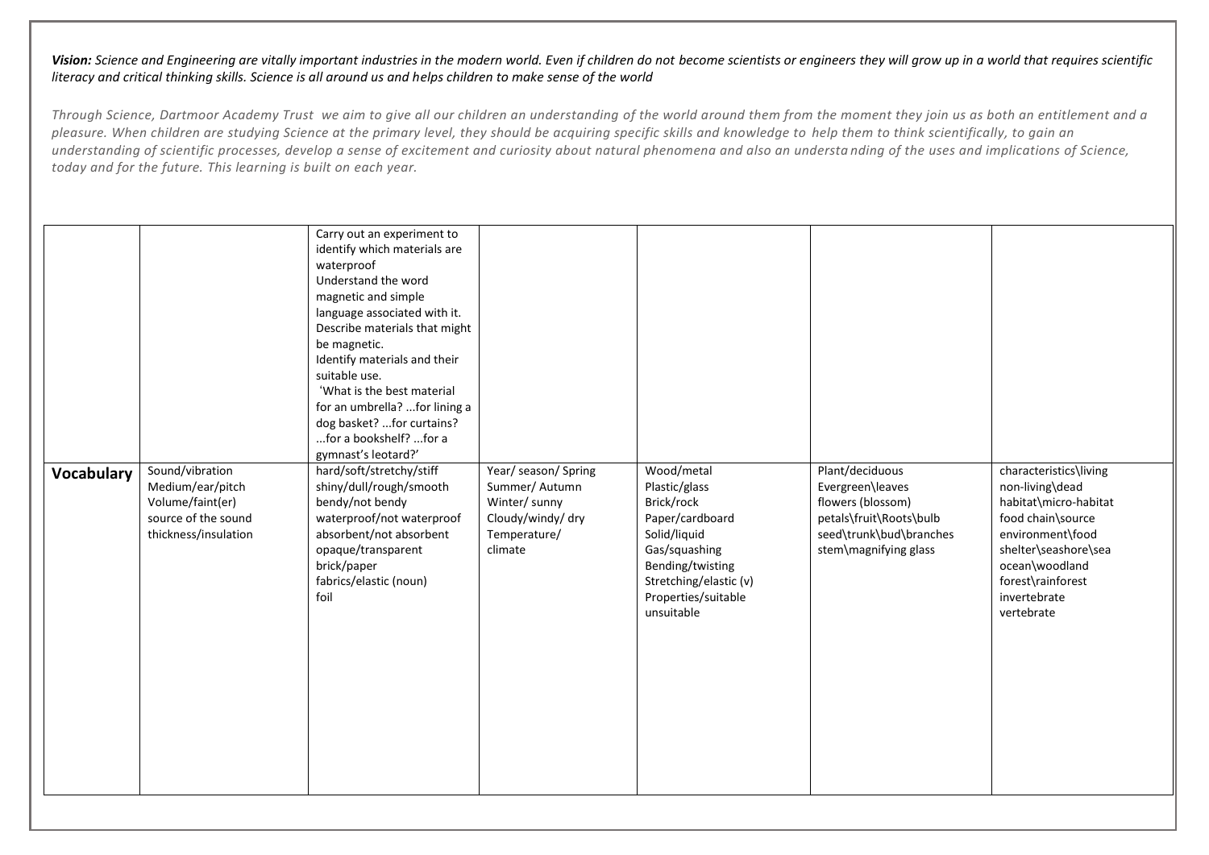***Vision:** Science and Engineering are vitally important industries in the modern world. Even if children do not become scientists or engineers they will grow up in a world that requires scientific literacy and critical thinking skills. Science is all around us and helps children to make sense of the world*

*Through Science, Dartmoor Academy Trust we aim to give all our children an understanding of the world around them from the moment they join us as both an entitlement and a pleasure. When children are studying Science at the primary level, they should be acquiring specific skills and knowledge to help them to think scientifically, to gain an understanding of scientific processes, develop a sense of excitement and curiosity about natural phenomena and also an understanding of the uses and implications of Science, today and for the future. This learning is built on each year.*

| | | | | | | |
|---|---|---|---|---|---|---|
| | | Carry out an experiment to identify which materials are waterproof<br>Understand the word magnetic and simple language associated with it.<br>Describe materials that might be magnetic.<br>Identify materials and their suitable use.<br>'What is the best material for an umbrella? ...for lining a dog basket? ...for curtains? ...for a bookshelf? ...for a gymnast's leotard?' | | | | |
| **Vocabulary** | Sound/vibration<br>Medium/ear/pitch<br>Volume/faint(er)<br>source of the sound<br>thickness/insulation | hard/soft/stretchy/stiff<br>shiny/dull/rough/smooth<br>bendy/not bendy<br>waterproof/not waterproof<br>absorbent/not absorbent<br>opaque/transparent<br>brick/paper<br>fabrics/elastic (noun)<br>foil | Year/ season/ Spring<br>Summer/ Autumn<br>Winter/ sunny<br>Cloudy/windy/ dry<br>Temperature/<br>climate | Wood/metal<br>Plastic/glass<br>Brick/rock<br>Paper/cardboard<br>Solid/liquid<br>Gas/squashing<br>Bending/twisting<br>Stretching/elastic (v)<br>Properties/suitable<br>unsuitable | Plant/deciduous<br>Evergreen\leaves<br>flowers (blossom)<br>petals\fruit\Roots\bulb<br>seed\trunk\bud\branches<br>stem\magnifying glass | characteristics\living<br>non-living\dead<br>habitat\micro-habitat<br>food chain\source<br>environment\food<br>shelter\seashore\sea<br>ocean\woodland<br>forest\rainforest<br>invertebrate<br>vertebrate |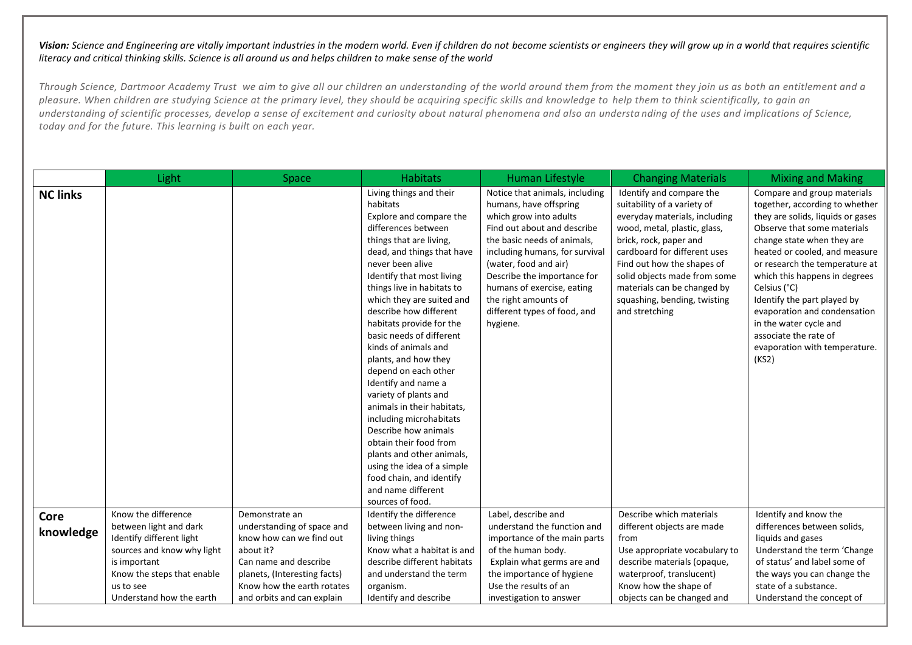***Vision:*** *Science and Engineering are vitally important industries in the modern world. Even if children do not become scientists or engineers they will grow up in a world that requires scientific literacy and critical thinking skills. Science is all around us and helps children to make sense of the world*

*Through Science, Dartmoor Academy Trust we aim to give all our children an understanding of the world around them from the moment they join us as both an entitlement and a pleasure. When children are studying Science at the primary level, they should be acquiring specific skills and knowledge to help them to think scientifically, to gain an understanding of scientific processes, develop a sense of excitement and curiosity about natural phenomena and also an understanding of the uses and implications of Science, today and for the future. This learning is built on each year.*

| | Light | Space | Habitats | Human Lifestyle | Changing Materials | Mixing and Making |
|---|---|---|---|---|---|---|
| **NC links** | | | Living things and their habitats<br>Explore and compare the differences between things that are living, dead, and things that have never been alive<br>Identify that most living things live in habitats to which they are suited and describe how different habitats provide for the basic needs of different kinds of animals and plants, and how they depend on each other<br>Identify and name a variety of plants and animals in their habitats, including microhabitats<br>Describe how animals obtain their food from plants and other animals, using the idea of a simple food chain, and identify and name different sources of food. | Notice that animals, including humans, have offspring which grow into adults<br>Find out about and describe the basic needs of animals, including humans, for survival (water, food and air)<br>Describe the importance for humans of exercise, eating the right amounts of different types of food, and hygiene. | Identify and compare the suitability of a variety of everyday materials, including wood, metal, plastic, glass, brick, rock, paper and cardboard for different uses<br>Find out how the shapes of solid objects made from some materials can be changed by squashing, bending, twisting and stretching | Compare and group materials together, according to whether they are solids, liquids or gases<br>Observe that some materials change state when they are heated or cooled, and measure or research the temperature at which this happens in degrees Celsius (°C)<br>Identify the part played by evaporation and condensation in the water cycle and associate the rate of evaporation with temperature. (KS2) |
| **Core knowledge** | Know the difference between light and dark<br>Identify different light sources and know why light is important<br>Know the steps that enable us to see<br>Understand how the earth | Demonstrate an understanding of space and know how can we find out about it?<br>Can name and describe planets, (Interesting facts)<br>Know how the earth rotates and orbits and can explain | Identify the difference between living and non-living things<br>Know what a habitat is and describe different habitats and understand the term organism.<br>Identify and describe | Label, describe and understand the function and importance of the main parts of the human body.<br>Explain what germs are and the importance of hygiene<br>Use the results of an investigation to answer | Describe which materials different objects are made from<br>Use appropriate vocabulary to describe materials (opaque, waterproof, translucent)<br>Know how the shape of objects can be changed and | Identify and know the differences between solids, liquids and gases<br>Understand the term 'Change of status' and label some of the ways you can change the state of a substance.<br>Understand the concept of |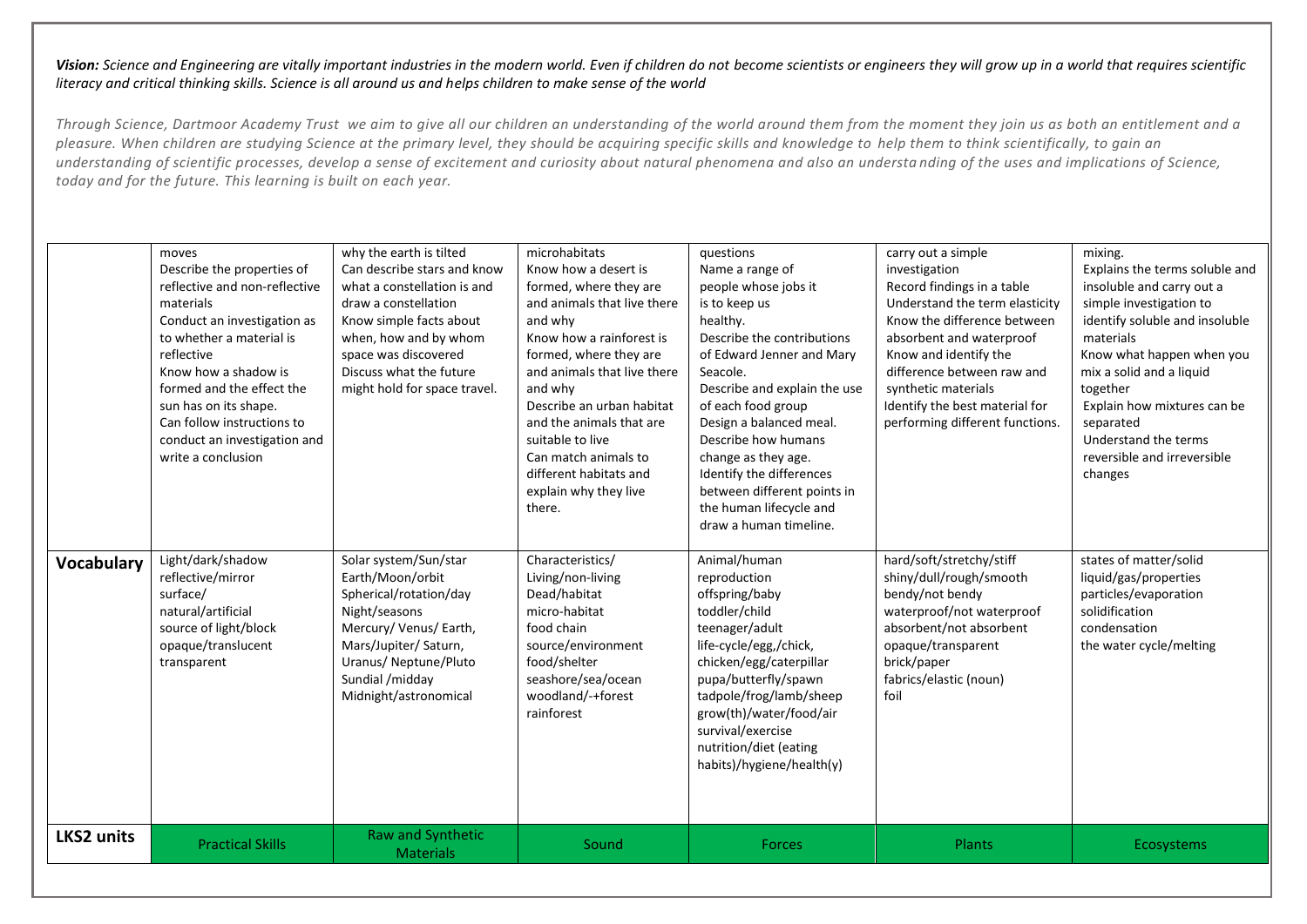***Vision:*** *Science and Engineering are vitally important industries in the modern world. Even if children do not become scientists or engineers they will grow up in a world that requires scientific literacy and critical thinking skills. Science is all around us and helps children to make sense of the world*

*Through Science, Dartmoor Academy Trust we aim to give all our children an understanding of the world around them from the moment they join us as both an entitlement and a pleasure. When children are studying Science at the primary level, they should be acquiring specific skills and knowledge to help them to think scientifically, to gain an understanding of scientific processes, develop a sense of excitement and curiosity about natural phenomena and also an understa nding of the uses and implications of Science, today and for the future. This learning is built on each year.*

| | | | | | | |
|---|---|---|---|---|---|---|
| | moves<br>Describe the properties of reflective and non-reflective materials<br>Conduct an investigation as to whether a material is reflective<br>Know how a shadow is formed and the effect the sun has on its shape.<br>Can follow instructions to conduct an investigation and write a conclusion | why the earth is tilted<br>Can describe stars and know what a constellation is and draw a constellation<br>Know simple facts about when, how and by whom space was discovered<br>Discuss what the future might hold for space travel. | microhabitats<br>Know how a desert is formed, where they are and animals that live there and why<br>Know how a rainforest is formed, where they are and animals that live there and why<br>Describe an urban habitat and the animals that are suitable to live<br>Can match animals to different habitats and explain why they live there. | questions<br>Name a range of people whose jobs it is to keep us healthy.<br>Describe the contributions of Edward Jenner and Mary Seacole.<br>Describe and explain the use of each food group<br>Design a balanced meal.<br>Describe how humans change as they age.<br>Identify the differences between different points in the human lifecycle and draw a human timeline. | carry out a simple investigation<br>Record findings in a table<br>Understand the term elasticity<br>Know the difference between absorbent and waterproof<br>Know and identify the difference between raw and synthetic materials<br>Identify the best material for performing different functions. | mixing.<br>Explains the terms soluble and insoluble and carry out a simple investigation to identify soluble and insoluble materials<br>Know what happen when you mix a solid and a liquid together<br>Explain how mixtures can be separated<br>Understand the terms reversible and irreversible changes |
| **Vocabulary** | Light/dark/shadow<br>reflective/mirror<br>surface/<br>natural/artificial<br>source of light/block<br>opaque/translucent<br>transparent | Solar system/Sun/star<br>Earth/Moon/orbit<br>Spherical/rotation/day<br>Night/seasons<br>Mercury/ Venus/ Earth, Mars/Jupiter/ Saturn, Uranus/ Neptune/Pluto<br>Sundial /midday<br>Midnight/astronomical | Characteristics/<br>Living/non-living<br>Dead/habitat<br>micro-habitat<br>food chain<br>source/environment<br>food/shelter<br>seashore/sea/ocean<br>woodland/-+forest<br>rainforest | Animal/human<br>reproduction<br>offspring/baby<br>toddler/child<br>teenager/adult<br>life-cycle/egg,/chick,<br>chicken/egg/caterpillar<br>pupa/butterfly/spawn<br>tadpole/frog/lamb/sheep<br>grow(th)/water/food/air<br>survival/exercise<br>nutrition/diet (eating habits)/hygiene/health(y) | hard/soft/stretchy/stiff<br>shiny/dull/rough/smooth<br>bendy/not bendy<br>waterproof/not waterproof<br>absorbent/not absorbent<br>opaque/transparent<br>brick/paper<br>fabrics/elastic (noun)<br>foil | states of matter/solid<br>liquid/gas/properties<br>particles/evaporation<br>solidification<br>condensation<br>the water cycle/melting |
| **LKS2 units** | Practical Skills | Raw and Synthetic Materials | Sound | Forces | Plants | Ecosystems |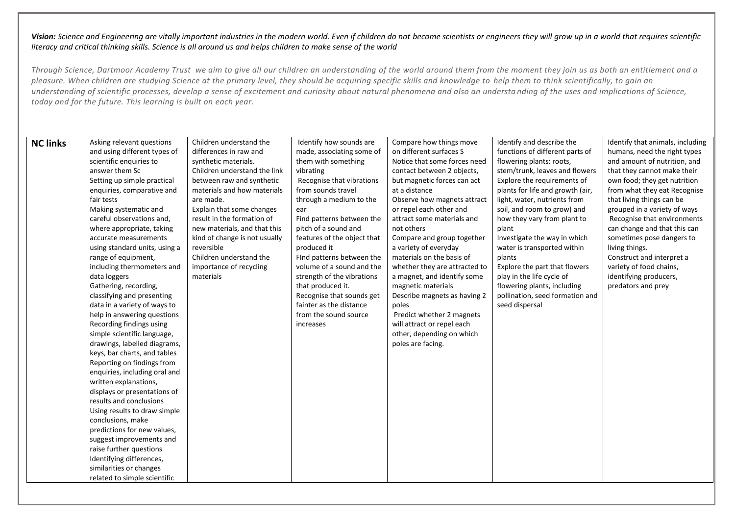***Vision:*** *Science and Engineering are vitally important industries in the modern world. Even if children do not become scientists or engineers they will grow up in a world that requires scientific literacy and critical thinking skills. Science is all around us and helps children to make sense of the world*

*Through Science, Dartmoor Academy Trust we aim to give all our children an understanding of the world around them from the moment they join us as both an entitlement and a pleasure. When children are studying Science at the primary level, they should be acquiring specific skills and knowledge to help them to think scientifically, to gain an understanding of scientific processes, develop a sense of excitement and curiosity about natural phenomena and also an understa nding of the uses and implications of Science, today and for the future. This learning is built on each year.*

| **NC links** | | | | | | |
|---|---|---|---|---|---|---|
| | Asking relevant questions and using different types of scientific enquiries to answer them Sc<br>Setting up simple practical enquiries, comparative and fair tests<br>Making systematic and careful observations and, where appropriate, taking accurate measurements using standard units, using a range of equipment, including thermometers and data loggers<br>Gathering, recording, classifying and presenting data in a variety of ways to help in answering questions<br>Recording findings using simple scientific language, drawings, labelled diagrams, keys, bar charts, and tables<br>Reporting on findings from enquiries, including oral and written explanations, displays or presentations of results and conclusions<br>Using results to draw simple conclusions, make predictions for new values, suggest improvements and raise further questions<br>Identifying differences, similarities or changes related to simple scientific | Children understand the differences in raw and synthetic materials.<br>Children understand the link between raw and synthetic materials and how materials are made.<br>Explain that some changes result in the formation of new materials, and that this kind of change is not usually reversible<br>Children understand the importance of recycling materials | Identify how sounds are made, associating some of them with something vibrating<br>Recognise that vibrations from sounds travel through a medium to the ear<br>Find patterns between the pitch of a sound and features of the object that produced it<br>FInd patterns between the volume of a sound and the strength of the vibrations that produced it.<br>Recognise that sounds get fainter as the distance from the sound source increases | Compare how things move on different surfaces S<br>Notice that some forces need contact between 2 objects, but magnetic forces can act at a distance<br>Observe how magnets attract or repel each other and attract some materials and not others<br>Compare and group together a variety of everyday materials on the basis of whether they are attracted to a magnet, and identify some magnetic materials<br>Describe magnets as having 2 poles<br>Predict whether 2 magnets will attract or repel each other, depending on which poles are facing. | Identify and describe the functions of different parts of flowering plants: roots, stem/trunk, leaves and flowers<br>Explore the requirements of plants for life and growth (air, light, water, nutrients from soil, and room to grow) and how they vary from plant to plant<br>Investigate the way in which water is transported within plants<br>Explore the part that flowers play in the life cycle of flowering plants, including pollination, seed formation and seed dispersal | Identify that animals, including humans, need the right types and amount of nutrition, and that they cannot make their own food; they get nutrition from what they eat Recognise that living things can be grouped in a variety of ways<br>Recognise that environments can change and that this can sometimes pose dangers to living things.<br>Construct and interpret a variety of food chains, identifying producers, predators and prey |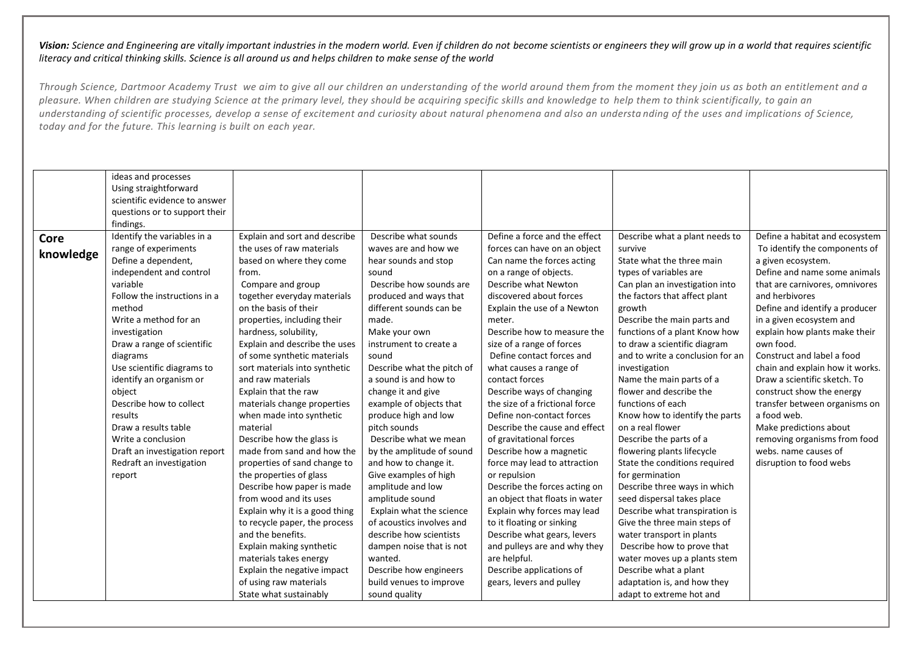***Vision:** Science and Engineering are vitally important industries in the modern world. Even if children do not become scientists or engineers they will grow up in a world that requires scientific literacy and critical thinking skills. Science is all around us and helps children to make sense of the world*

*Through Science, Dartmoor Academy Trust we aim to give all our children an understanding of the world around them from the moment they join us as both an entitlement and a pleasure. When children are studying Science at the primary level, they should be acquiring specific skills and knowledge to help them to think scientifically, to gain an understanding of scientific processes, develop a sense of excitement and curiosity about natural phenomena and also an understa nding of the uses and implications of Science, today and for the future. This learning is built on each year.*

| | | | | | | |
|---|---|---|---|---|---|---|
| | ideas and processes<br>Using straightforward scientific evidence to answer questions or to support their findings. | | | | | |
| **Core knowledge** | Identify the variables in a range of experiments<br>Define a dependent, independent and control variable<br>Follow the instructions in a method<br>Write a method for an investigation<br>Draw a range of scientific diagrams<br>Use scientific diagrams to identify an organism or object<br>Describe how to collect results<br>Draw a results table<br>Write a conclusion<br>Draft an investigation report<br>Redraft an investigation report | Explain and sort and describe the uses of raw materials based on where they come from.<br>Compare and group together everyday materials on the basis of their properties, including their hardness, solubility,<br>Explain and describe the uses of some synthetic materials sort materials into synthetic and raw materials<br>Explain that the raw materials change properties when made into synthetic material<br>Describe how the glass is made from sand and how the properties of sand change to the properties of glass<br>Describe how paper is made from wood and its uses<br>Explain why it is a good thing to recycle paper, the process and the benefits.<br>Explain making synthetic materials takes energy<br>Explain the negative impact of using raw materials<br>State what sustainably | Describe what sounds waves are and how we hear sounds and stop sound<br>Describe how sounds are produced and ways that different sounds can be made.<br>Make your own instrument to create a sound<br>Describe what the pitch of a sound is and how to change it and give example of objects that produce high and low pitch sounds<br>Describe what we mean by the amplitude of sound and how to change it.<br>Give examples of high amplitude and low amplitude sound<br>Explain what the science of acoustics involves and describe how scientists dampen noise that is not wanted.<br>Describe how engineers build venues to improve sound quality | Define a force and the effect forces can have on an object<br>Can name the forces acting on a range of objects.<br>Describe what Newton discovered about forces<br>Explain the use of a Newton meter.<br>Describe how to measure the size of a range of forces<br>Define contact forces and what causes a range of contact forces<br>Describe ways of changing the size of a frictional force<br>Define non-contact forces<br>Describe the cause and effect of gravitational forces<br>Describe how a magnetic force may lead to attraction or repulsion<br>Describe the forces acting on an object that floats in water<br>Explain why forces may lead to it floating or sinking<br>Describe what gears, levers and pulleys are and why they are helpful.<br>Describe applications of gears, levers and pulley | Describe what a plant needs to survive<br>State what the three main types of variables are<br>Can plan an investigation into the factors that affect plant growth<br>Describe the main parts and functions of a plant Know how to draw a scientific diagram and to write a conclusion for an investigation<br>Name the main parts of a flower and describe the functions of each<br>Know how to identify the parts on a real flower<br>Describe the parts of a flowering plants lifecycle<br>State the conditions required for germination<br>Describe three ways in which seed dispersal takes place<br>Describe what transpiration is<br>Give the three main steps of water transport in plants<br>Describe how to prove that water moves up a plants stem<br>Describe what a plant adaptation is, and how they adapt to extreme hot and | Define a habitat and ecosystem<br>To identify the components of a given ecosystem.<br>Define and name some animals that are carnivores, omnivores and herbivores<br>Define and identify a producer in a given ecosystem and explain how plants make their own food.<br>Construct and label a food chain and explain how it works.<br>Draw a scientific sketch. To construct show the energy transfer between organisms on a food web.<br>Make predictions about removing organisms from food webs. name causes of disruption to food webs |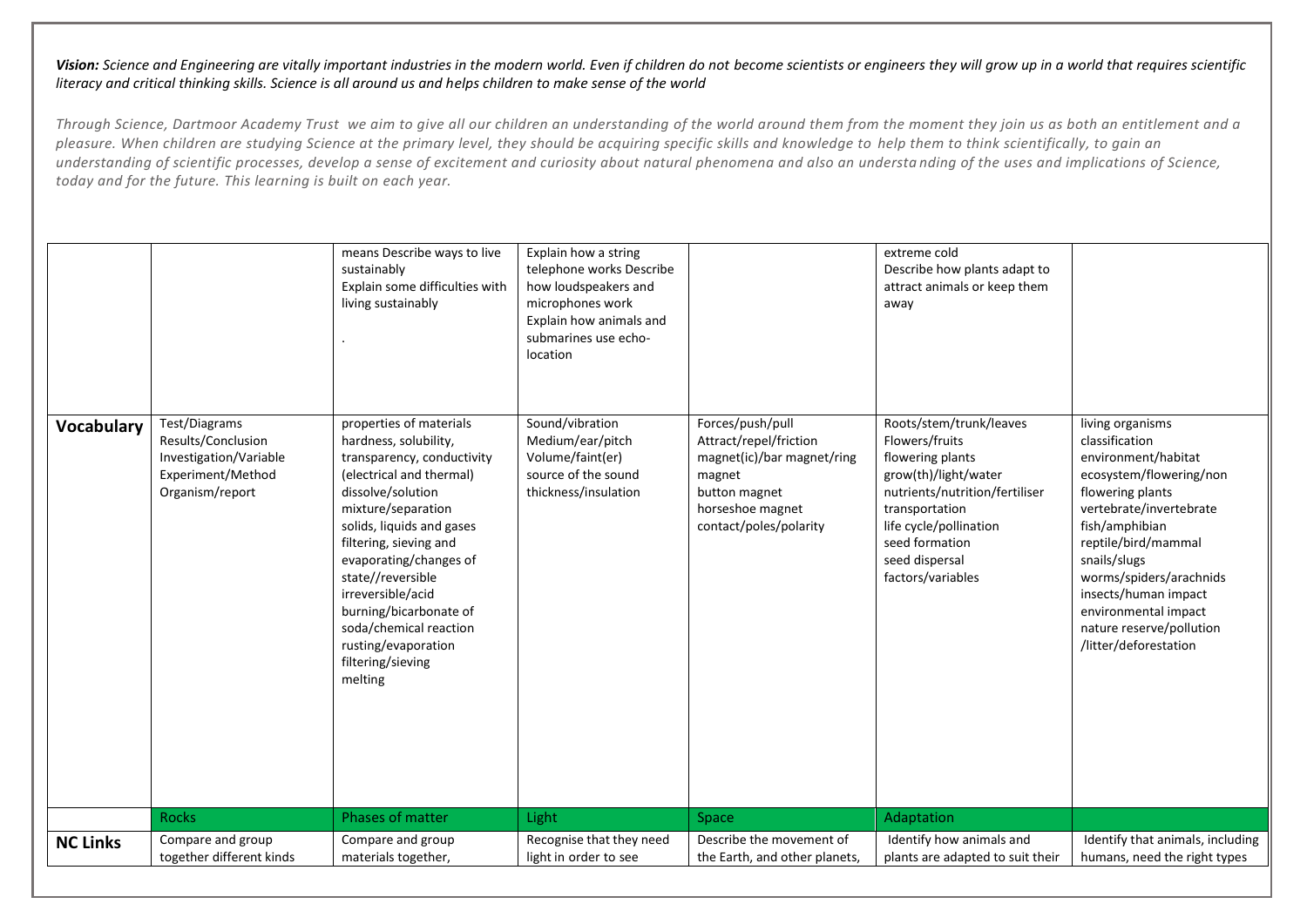***Vision:*** *Science and Engineering are vitally important industries in the modern world. Even if children do not become scientists or engineers they will grow up in a world that requires scientific literacy and critical thinking skills. Science is all around us and helps children to make sense of the world*

*Through Science, Dartmoor Academy Trust we aim to give all our children an understanding of the world around them from the moment they join us as both an entitlement and a pleasure. When children are studying Science at the primary level, they should be acquiring specific skills and knowledge to help them to think scientifically, to gain an understanding of scientific processes, develop a sense of excitement and curiosity about natural phenomena and also an understa nding of the uses and implications of Science, today and for the future. This learning is built on each year.*

| | | | | | | |
|---|---|---|---|---|---|---|
| | | means Describe ways to live sustainably<br>Explain some difficulties with living sustainably<br>. | Explain how a string telephone works Describe how loudspeakers and microphones work<br>Explain how animals and submarines use echo-location | | extreme cold<br>Describe how plants adapt to attract animals or keep them away | |
| **Vocabulary** | Test/Diagrams<br>Results/Conclusion<br>Investigation/Variable<br>Experiment/Method<br>Organism/report | properties of materials<br>hardness, solubility, transparency, conductivity (electrical and thermal)<br>dissolve/solution<br>mixture/separation<br>solids, liquids and gases<br>filtering, sieving and evaporating/changes of state//reversible irreversible/acid burning/bicarbonate of soda/chemical reaction<br>rusting/evaporation<br>filtering/sieving<br>melting | Sound/vibration<br>Medium/ear/pitch<br>Volume/faint(er)<br>source of the sound<br>thickness/insulation | Forces/push/pull<br>Attract/repel/friction<br>magnet(ic)/bar magnet/ring magnet<br>button magnet<br>horseshoe magnet<br>contact/poles/polarity | Roots/stem/trunk/leaves<br>Flowers/fruits<br>flowering plants<br>grow(th)/light/water<br>nutrients/nutrition/fertiliser<br>transportation<br>life cycle/pollination<br>seed formation<br>seed dispersal<br>factors/variables | living organisms<br>classification<br>environment/habitat<br>ecosystem/flowering/non flowering plants<br>vertebrate/invertebrate<br>fish/amphibian<br>reptile/bird/mammal<br>snails/slugs<br>worms/spiders/arachnids<br>insects/human impact<br>environmental impact<br>nature reserve/pollution<br>/litter/deforestation |
| | Rocks | Phases of matter | Light | Space | Adaptation | |
| **NC Links** | Compare and group together different kinds | Compare and group materials together, | Recognise that they need light in order to see | Describe the movement of the Earth, and other planets, | Identify how animals and plants are adapted to suit their | Identify that animals, including humans, need the right types |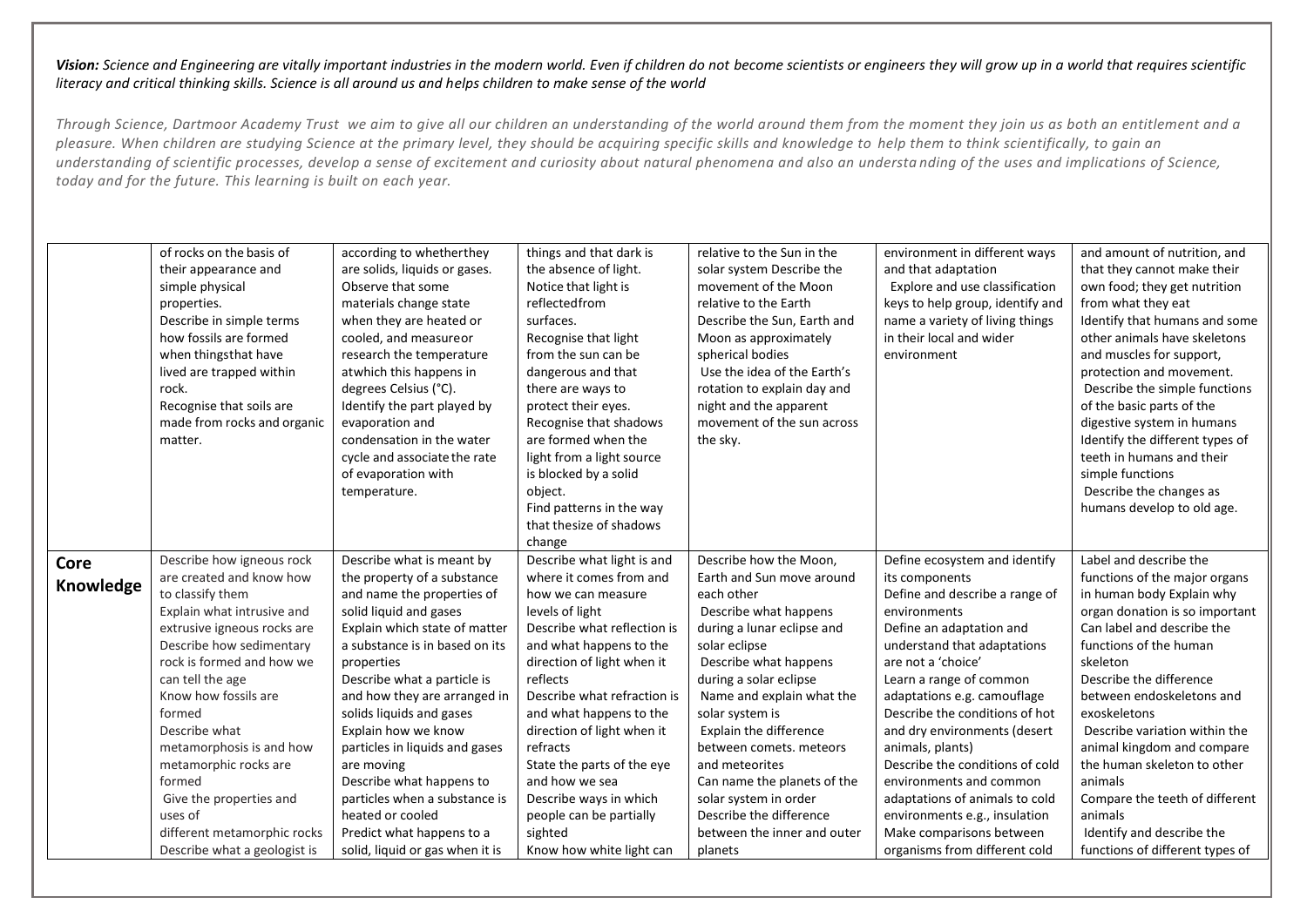***Vision:** Science and Engineering are vitally important industries in the modern world. Even if children do not become scientists or engineers they will grow up in a world that requires scientific literacy and critical thinking skills. Science is all around us and helps children to make sense of the world*

*Through Science, Dartmoor Academy Trust we aim to give all our children an understanding of the world around them from the moment they join us as both an entitlement and a pleasure. When children are studying Science at the primary level, they should be acquiring specific skills and knowledge to help them to think scientifically, to gain an understanding of scientific processes, develop a sense of excitement and curiosity about natural phenomena and also an understa nding of the uses and implications of Science, today and for the future. This learning is built on each year.*

| | | | | | | |
|---|---|---|---|---|---|---|
| | of rocks on the basis of their appearance and simple physical properties.<br>Describe in simple terms how fossils are formed when thingsthat have lived are trapped within rock.<br>Recognise that soils are made from rocks and organic matter. | according to whetherthey are solids, liquids or gases.<br>Observe that some materials change state when they are heated or cooled, and measureor research the temperature atwhich this happens in degrees Celsius (°C).<br>Identify the part played by evaporation and condensation in the water cycle and associate the rate of evaporation with temperature. | things and that dark is the absence of light.<br>Notice that light is reflectedfrom surfaces.<br>Recognise that light from the sun can be dangerous and that there are ways to protect their eyes.<br>Recognise that shadows are formed when the light from a light source is blocked by a solid object.<br>Find patterns in the way that thesize of shadows change | relative to the Sun in the solar system Describe the movement of the Moon relative to the Earth<br>Describe the Sun, Earth and Moon as approximately spherical bodies<br>Use the idea of the Earth's rotation to explain day and night and the apparent movement of the sun across the sky. | environment in different ways and that adaptation<br>Explore and use classification keys to help group, identify and name a variety of living things in their local and wider environment | and amount of nutrition, and that they cannot make their own food; they get nutrition from what they eat<br>Identify that humans and some other animals have skeletons and muscles for support, protection and movement.<br>Describe the simple functions of the basic parts of the digestive system in humans<br>Identify the different types of teeth in humans and their simple functions<br>Describe the changes as humans develop to old age. |
| **Core Knowledge** | Describe how igneous rock are created and know how to classify them<br>Explain what intrusive and extrusive igneous rocks are<br>Describe how sedimentary rock is formed and how we can tell the age<br>Know how fossils are formed<br>Describe what metamorphosis is and how metamorphic rocks are formed<br>Give the properties and uses of different metamorphic rocks<br>Describe what a geologist is | Describe what is meant by the property of a substance and name the properties of solid liquid and gases<br>Explain which state of matter a substance is in based on its properties<br>Describe what a particle is and how they are arranged in solids liquids and gases<br>Explain how we know particles in liquids and gases are moving<br>Describe what happens to particles when a substance is heated or cooled<br>Predict what happens to a solid, liquid or gas when it is | Describe what light is and where it comes from and how we can measure levels of light<br>Describe what reflection is and what happens to the direction of light when it reflects<br>Describe what refraction is and what happens to the direction of light when it refracts<br>State the parts of the eye and how we sea<br>Describe ways in which people can be partially sighted<br>Know how white light can | Describe how the Moon, Earth and Sun move around each other<br>Describe what happens during a lunar eclipse and solar eclipse<br>Describe what happens during a solar eclipse<br>Name and explain what the solar system is<br>Explain the difference between comets. meteors and meteorites<br>Can name the planets of the solar system in order<br>Describe the difference between the inner and outer planets | Define ecosystem and identify its components<br>Define and describe a range of environments<br>Define an adaptation and understand that adaptations are not a 'choice'<br>Learn a range of common adaptations e.g. camouflage<br>Describe the conditions of hot and dry environments (desert animals, plants)<br>Describe the conditions of cold environments and common adaptations of animals to cold environments e.g., insulation<br>Make comparisons between organisms from different cold | Label and describe the functions of the major organs in human body Explain why organ donation is so important<br>Can label and describe the functions of the human skeleton<br>Describe the difference between endoskeletons and exoskeletons<br>Describe variation within the animal kingdom and compare the human skeleton to other animals<br>Compare the teeth of different animals<br>Identify and describe the functions of different types of |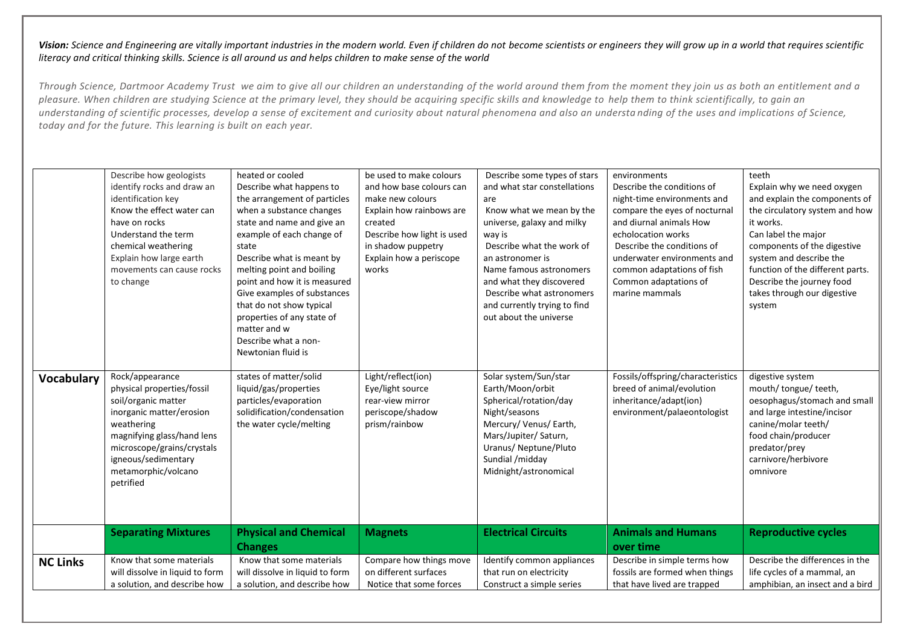**Vision:** *Science and Engineering are vitally important industries in the modern world. Even if children do not become scientists or engineers they will grow up in a world that requires scientific literacy and critical thinking skills. Science is all around us and helps children to make sense of the world*

*Through Science, Dartmoor Academy Trust we aim to give all our children an understanding of the world around them from the moment they join us as both an entitlement and a pleasure. When children are studying Science at the primary level, they should be acquiring specific skills and knowledge to help them to think scientifically, to gain an understanding of scientific processes, develop a sense of excitement and curiosity about natural phenomena and also an understa nding of the uses and implications of Science, today and for the future. This learning is built on each year.*

| | | | | | | |
|---|---|---|---|---|---|---|
| | Describe how geologists identify rocks and draw an identification key<br>Know the effect water can have on rocks<br>Understand the term chemical weathering<br>Explain how large earth movements can cause rocks to change | heated or cooled<br>Describe what happens to the arrangement of particles when a substance changes state and name and give an example of each change of state<br>Describe what is meant by melting point and boiling point and how it is measured<br>Give examples of substances that do not show typical properties of any state of matter and w<br>Describe what a non-Newtonian fluid is | be used to make colours and how base colours can make new colours<br>Explain how rainbows are created<br>Describe how light is used in shadow puppetry<br>Explain how a periscope works | Describe some types of stars and what star constellations are<br>Know what we mean by the universe, galaxy and milky way is<br>Describe what the work of an astronomer is<br>Name famous astronomers and what they discovered<br>Describe what astronomers and currently trying to find out about the universe | environments<br>Describe the conditions of night-time environments and compare the eyes of nocturnal and diurnal animals How echolocation works<br>Describe the conditions of underwater environments and common adaptations of fish<br>Common adaptations of marine mammals | teeth<br>Explain why we need oxygen and explain the components of the circulatory system and how it works.<br>Can label the major components of the digestive system and describe the function of the different parts.<br>Describe the journey food takes through our digestive system |
| **Vocabulary** | Rock/appearance<br>physical properties/fossil<br>soil/organic matter<br>inorganic matter/erosion<br>weathering<br>magnifying glass/hand lens<br>microscope/grains/crystals<br>igneous/sedimentary<br>metamorphic/volcano<br>petrified | states of matter/solid<br>liquid/gas/properties<br>particles/evaporation<br>solidification/condensation<br>the water cycle/melting | Light/reflect(ion)<br>Eye/light source<br>rear-view mirror<br>periscope/shadow<br>prism/rainbow | Solar system/Sun/star<br>Earth/Moon/orbit<br>Spherical/rotation/day<br>Night/seasons<br>Mercury/ Venus/ Earth,<br>Mars/Jupiter/ Saturn,<br>Uranus/ Neptune/Pluto<br>Sundial /midday<br>Midnight/astronomical | Fossils/offspring/characteristics<br>breed of animal/evolution<br>inheritance/adapt(ion)<br>environment/palaeontologist | digestive system<br>mouth/ tongue/ teeth,<br>oesophagus/stomach and small and large intestine/incisor<br>canine/molar teeth/<br>food chain/producer<br>predator/prey<br>carnivore/herbivore<br>omnivore |
| | **Separating Mixtures** | **Physical and Chemical Changes** | **Magnets** | **Electrical Circuits** | **Animals and Humans over time** | **Reproductive cycles** |
| **NC Links** | Know that some materials will dissolve in liquid to form a solution, and describe how | Know that some materials will dissolve in liquid to form a solution, and describe how | Compare how things move on different surfaces<br>Notice that some forces | Identify common appliances that run on electricity<br>Construct a simple series | Describe in simple terms how fossils are formed when things that have lived are trapped | Describe the differences in the life cycles of a mammal, an amphibian, an insect and a bird |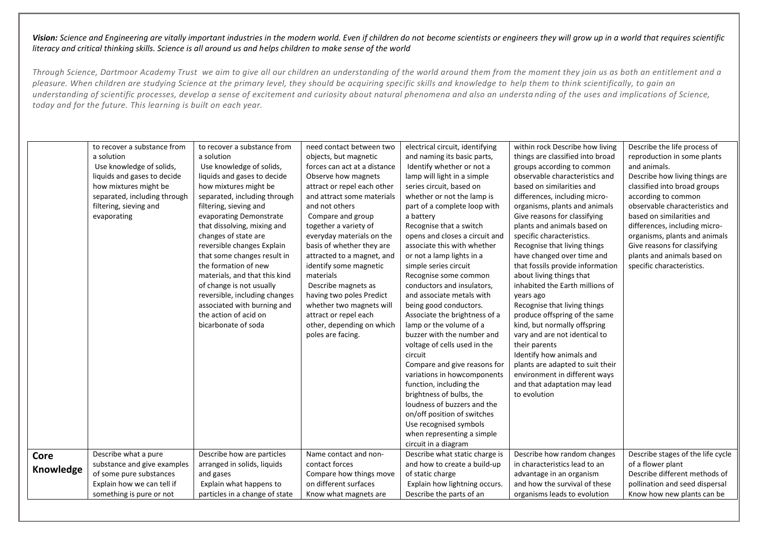***Vision:*** *Science and Engineering are vitally important industries in the modern world. Even if children do not become scientists or engineers they will grow up in a world that requires scientific literacy and critical thinking skills. Science is all around us and helps children to make sense of the world*

*Through Science, Dartmoor Academy Trust we aim to give all our children an understanding of the world around them from the moment they join us as both an entitlement and a pleasure. When children are studying Science at the primary level, they should be acquiring specific skills and knowledge to help them to think scientifically, to gain an understanding of scientific processes, develop a sense of excitement and curiosity about natural phenomena and also an understa nding of the uses and implications of Science, today and for the future. This learning is built on each year.*

| | | | | | | |
|---|---|---|---|---|---|---|
| | to recover a substance from a solution<br>Use knowledge of solids, liquids and gases to decide how mixtures might be separated, including through filtering, sieving and evaporating | to recover a substance from a solution<br>Use knowledge of solids, liquids and gases to decide how mixtures might be separated, including through filtering, sieving and evaporating Demonstrate that dissolving, mixing and changes of state are reversible changes Explain that some changes result in the formation of new materials, and that this kind of change is not usually reversible, including changes associated with burning and the action of acid on bicarbonate of soda | need contact between two objects, but magnetic forces can act at a distance Observe how magnets attract or repel each other and attract some materials and not others<br>Compare and group together a variety of everyday materials on the basis of whether they are attracted to a magnet, and identify some magnetic materials<br>Describe magnets as having two poles Predict whether two magnets will attract or repel each other, depending on which poles are facing. | electrical circuit, identifying and naming its basic parts,<br>Identify whether or not a lamp will light in a simple series circuit, based on whether or not the lamp is part of a complete loop with a battery<br>Recognise that a switch opens and closes a circuit and associate this with whether or not a lamp lights in a simple series circuit<br>Recognise some common conductors and insulators, and associate metals with being good conductors.<br>Associate the brightness of a lamp or the volume of a buzzer with the number and voltage of cells used in the circuit<br>Compare and give reasons for variations in howcomponents function, including the brightness of bulbs, the loudness of buzzers and the on/off position of switches<br>Use recognised symbols when representing a simple circuit in a diagram | within rock Describe how living things are classified into broad groups according to common observable characteristics and based on similarities and differences, including micro-organisms, plants and animals Give reasons for classifying plants and animals based on specific characteristics.<br>Recognise that living things have changed over time and that fossils provide information about living things that inhabited the Earth millions of years ago<br>Recognise that living things produce offspring of the same kind, but normally offspring vary and are not identical to their parents<br>Identify how animals and plants are adapted to suit their environment in different ways and that adaptation may lead to evolution | Describe the life process of reproduction in some plants and animals.<br>Describe how living things are classified into broad groups according to common observable characteristics and based on similarities and differences, including micro-organisms, plants and animals Give reasons for classifying plants and animals based on specific characteristics. |
| **Core Knowledge** | Describe what a pure substance and give examples of some pure substances<br>Explain how we can tell if something is pure or not | Describe how are particles arranged in solids, liquids and gases<br>Explain what happens to particles in a change of state | Name contact and non-contact forces<br>Compare how things move on different surfaces<br>Know what magnets are | Describe what static charge is and how to create a build-up of static charge<br>Explain how lightning occurs.<br>Describe the parts of an | Describe how random changes in characteristics lead to an advantage in an organism and how the survival of these organisms leads to evolution | Describe stages of the life cycle of a flower plant<br>Describe different methods of pollination and seed dispersal<br>Know how new plants can be |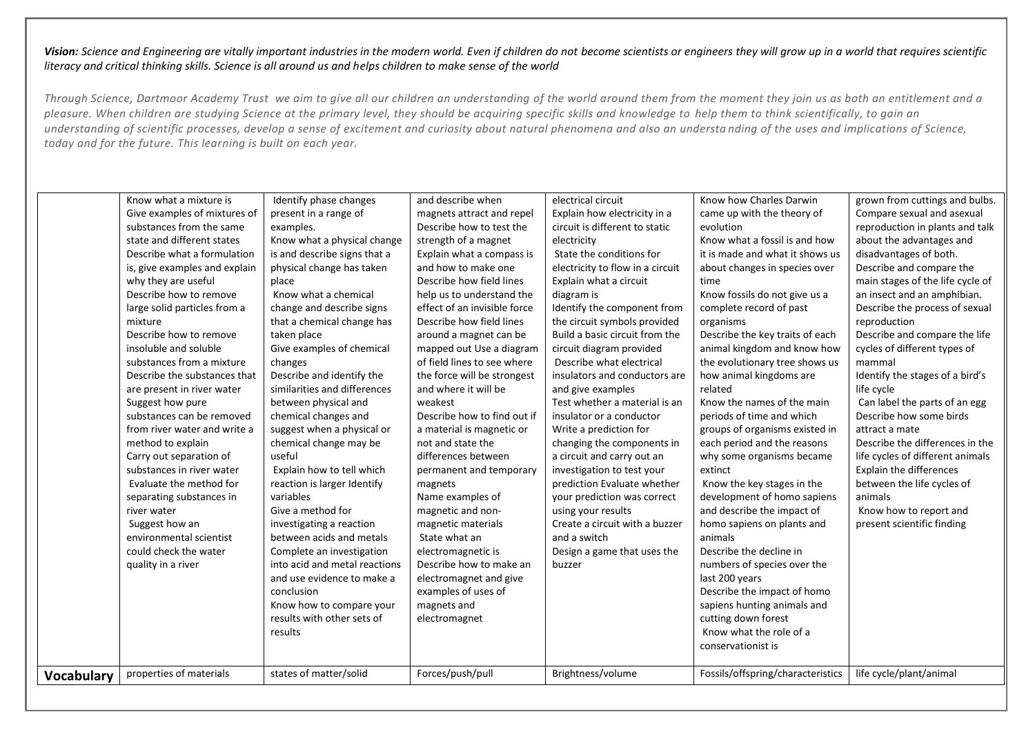***Vision:*** *Science and Engineering are vitally important industries in the modern world. Even if children do not become scientists or engineers they will grow up in a world that requires scientific literacy and critical thinking skills. Science is all around us and helps children to make sense of the world*

*Through Science, Dartmoor Academy Trust we aim to give all our children an understanding of the world around them from the moment they join us as both an entitlement and a pleasure. When children are studying Science at the primary level, they should be acquiring specific skills and knowledge to help them to think scientifically, to gain an understanding of scientific processes, develop a sense of excitement and curiosity about natural phenomena and also an understanding of the uses and implications of Science, today and for the future. This learning is built on each year.*

| | | | | | | |
|---|---|---|---|---|---|---|
| | Know what a mixture is<br>Give examples of mixtures of substances from the same state and different states<br>Describe what a formulation is, give examples and explain why they are useful<br>Describe how to remove large solid particles from a mixture<br>Describe how to remove insoluble and soluble substances from a mixture<br>Describe the substances that are present in river water<br>Suggest how pure substances can be removed from river water and write a method to explain<br>Carry out separation of substances in river water<br>Evaluate the method for separating substances in river water<br>Suggest how an environmental scientist could check the water quality in a river | Identify phase changes present in a range of examples.<br>Know what a physical change is and describe signs that a physical change has taken place<br>Know what a chemical change and describe signs that a chemical change has taken place<br>Give examples of chemical changes<br>Describe and identify the similarities and differences between physical and chemical changes and suggest when a physical or chemical change may be useful<br>Explain how to tell which reaction is larger Identify variables<br>Give a method for investigating a reaction between acids and metals<br>Complete an investigation into acid and metal reactions and use evidence to make a conclusion<br>Know how to compare your results with other sets of results | and describe when magnets attract and repel<br>Describe how to test the strength of a magnet<br>Explain what a compass is and how to make one<br>Describe how field lines help us to understand the effect of an invisible force<br>Describe how field lines around a magnet can be mapped out Use a diagram of field lines to see where the force will be strongest and where it will be weakest<br>Describe how to find out if a material is magnetic or not and state the differences between permanent and temporary magnets<br>Name examples of magnetic and non-magnetic materials<br>State what an electromagnetic is<br>Describe how to make an electromagnet and give examples of uses of magnets and electromagnet | electrical circuit<br>Explain how electricity in a circuit is different to static electricity<br>State the conditions for electricity to flow in a circuit<br>Explain what a circuit diagram is<br>Identify the component from the circuit symbols provided<br>Build a basic circuit from the circuit diagram provided<br>Describe what electrical insulators and conductors are and give examples<br>Test whether a material is an insulator or a conductor<br>Write a prediction for changing the components in a circuit and carry out an investigation to test your prediction Evaluate whether your prediction was correct using your results<br>Create a circuit with a buzzer and a switch<br>Design a game that uses the buzzer | Know how Charles Darwin came up with the theory of evolution<br>Know what a fossil is and how it is made and what it shows us about changes in species over time<br>Know fossils do not give us a complete record of past organisms<br>Describe the key traits of each animal kingdom and know how the evolutionary tree shows us how animal kingdoms are related<br>Know the names of the main periods of time and which groups of organisms existed in each period and the reasons why some organisms became extinct<br>Know the key stages in the development of homo sapiens and describe the impact of homo sapiens on plants and animals<br>Describe the decline in numbers of species over the last 200 years<br>Describe the impact of homo sapiens hunting animals and cutting down forest<br>Know what the role of a conservationist is | grown from cuttings and bulbs.<br>Compare sexual and asexual reproduction in plants and talk about the advantages and disadvantages of both.<br>Describe and compare the main stages of the life cycle of an insect and an amphibian.<br>Describe the process of sexual reproduction<br>Describe and compare the life cycles of different types of mammal<br>Identify the stages of a bird's life cycle<br>Can label the parts of an egg<br>Describe how some birds attract a mate<br>Describe the differences in the life cycles of different animals<br>Explain the differences between the life cycles of animals<br>Know how to report and present scientific finding |
| **Vocabulary** | properties of materials | states of matter/solid | Forces/push/pull | Brightness/volume | Fossils/offspring/characteristics | life cycle/plant/animal |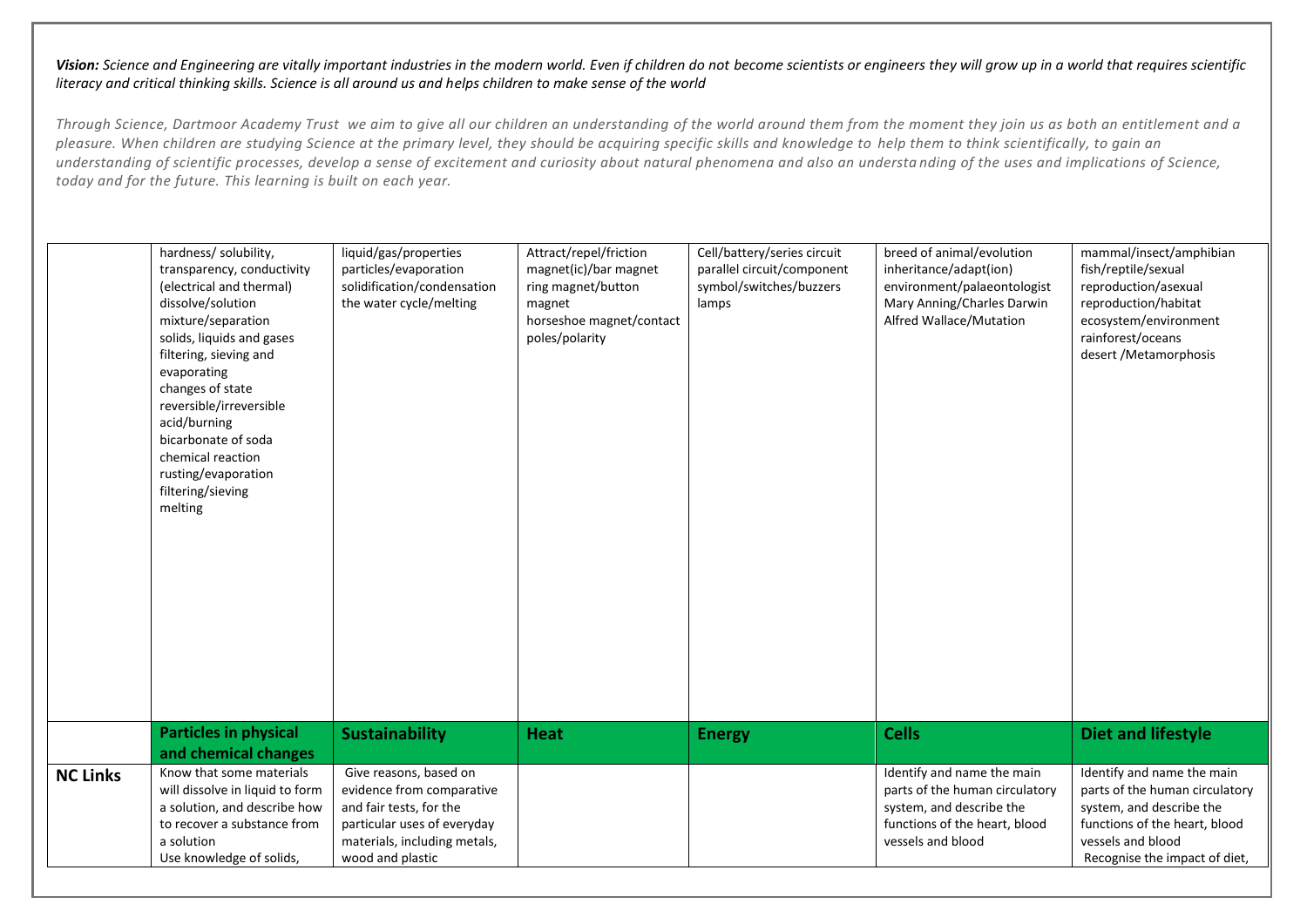***Vision:*** *Science and Engineering are vitally important industries in the modern world. Even if children do not become scientists or engineers they will grow up in a world that requires scientific literacy and critical thinking skills. Science is all around us and helps children to make sense of the world*

*Through Science, Dartmoor Academy Trust we aim to give all our children an understanding of the world around them from the moment they join us as both an entitlement and a pleasure. When children are studying Science at the primary level, they should be acquiring specific skills and knowledge to help them to think scientifically, to gain an understanding of scientific processes, develop a sense of excitement and curiosity about natural phenomena and also an understanding of the uses and implications of Science, today and for the future. This learning is built on each year.*

| | | | | | | |
|---|---|---|---|---|---|---|
| | hardness/ solubility,<br>transparency, conductivity (electrical and thermal)<br>dissolve/solution<br>mixture/separation<br>solids, liquids and gases<br>filtering, sieving and evaporating<br>changes of state<br>reversible/irreversible<br>acid/burning<br>bicarbonate of soda<br>chemical reaction<br>rusting/evaporation<br>filtering/sieving<br>melting | liquid/gas/properties<br>particles/evaporation<br>solidification/condensation<br>the water cycle/melting | Attract/repel/friction<br>magnet(ic)/bar magnet<br>ring magnet/button magnet<br>horseshoe magnet/contact<br>poles/polarity | Cell/battery/series circuit<br>parallel circuit/component<br>symbol/switches/buzzers<br>lamps | breed of animal/evolution<br>inheritance/adapt(ion)<br>environment/palaeontologist<br>Mary Anning/Charles Darwin<br>Alfred Wallace/Mutation | mammal/insect/amphibian<br>fish/reptile/sexual reproduction/asexual reproduction/habitat<br>ecosystem/environment<br>rainforest/oceans<br>desert /Metamorphosis |
| | **Particles in physical and chemical changes** | **Sustainability** | **Heat** | **Energy** | **Cells** | **Diet and lifestyle** |
| **NC Links** | Know that some materials will dissolve in liquid to form a solution, and describe how to recover a substance from a solution<br>Use knowledge of solids, | Give reasons, based on evidence from comparative and fair tests, for the particular uses of everyday materials, including metals, wood and plastic | | | Identify and name the main parts of the human circulatory system, and describe the functions of the heart, blood vessels and blood | Identify and name the main parts of the human circulatory system, and describe the functions of the heart, blood vessels and blood<br>Recognise the impact of diet, |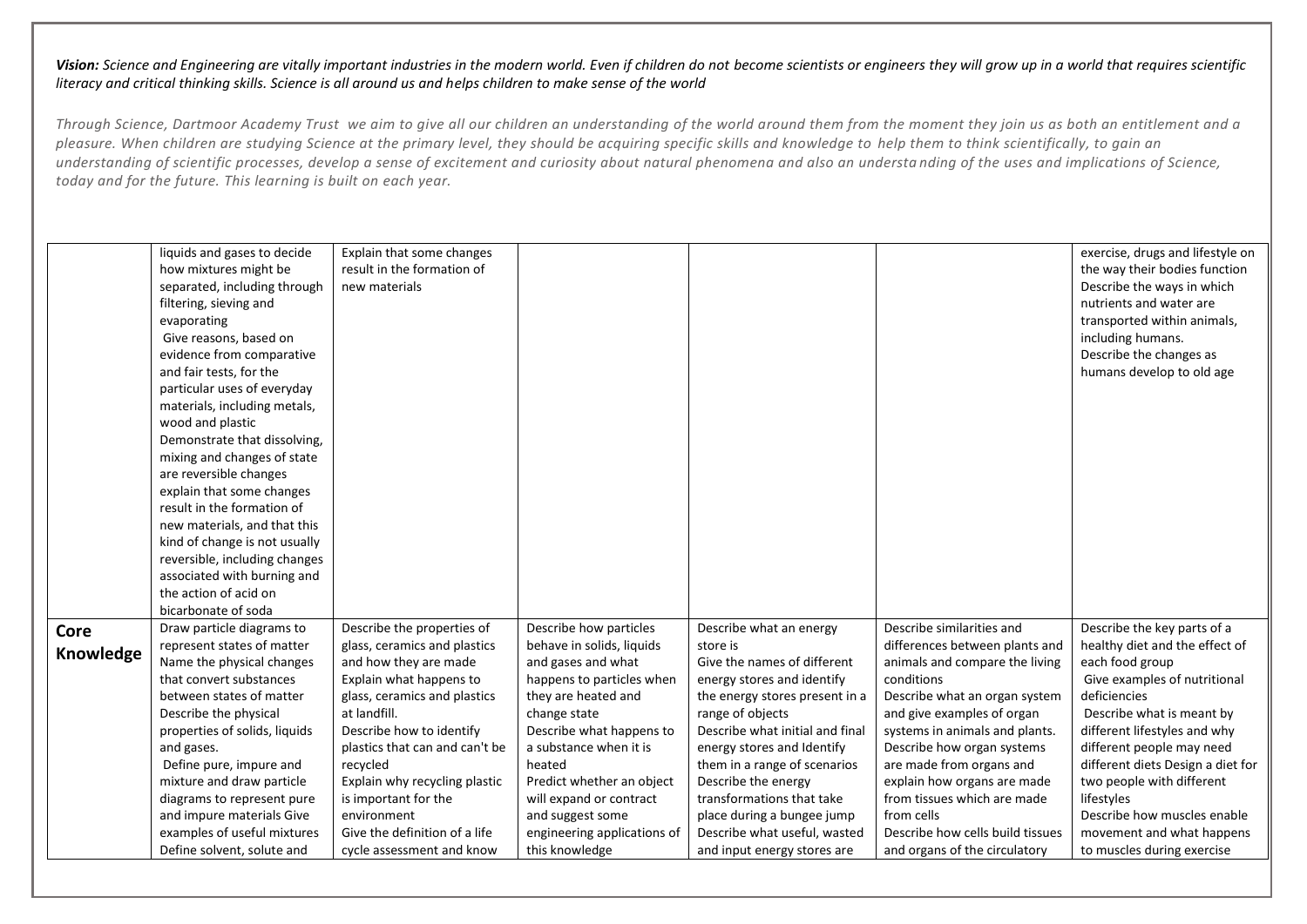***Vision:*** *Science and Engineering are vitally important industries in the modern world. Even if children do not become scientists or engineers they will grow up in a world that requires scientific literacy and critical thinking skills. Science is all around us and helps children to make sense of the world*

*Through Science, Dartmoor Academy Trust we aim to give all our children an understanding of the world around them from the moment they join us as both an entitlement and a pleasure. When children are studying Science at the primary level, they should be acquiring specific skills and knowledge to help them to think scientifically, to gain an understanding of scientific processes, develop a sense of excitement and curiosity about natural phenomena and also an understa nding of the uses and implications of Science, today and for the future. This learning is built on each year.*

| | | | | | | |
|---|---|---|---|---|---|---|
| | liquids and gases to decide how mixtures might be separated, including through filtering, sieving and evaporating<br>Give reasons, based on evidence from comparative and fair tests, for the particular uses of everyday materials, including metals, wood and plastic<br>Demonstrate that dissolving, mixing and changes of state are reversible changes<br>explain that some changes result in the formation of new materials, and that this kind of change is not usually reversible, including changes associated with burning and the action of acid on bicarbonate of soda | Explain that some changes result in the formation of new materials | | | | exercise, drugs and lifestyle on the way their bodies function<br>Describe the ways in which nutrients and water are transported within animals, including humans.<br>Describe the changes as humans develop to old age |
| **Core Knowledge** | Draw particle diagrams to represent states of matter<br>Name the physical changes that convert substances between states of matter<br>Describe the physical properties of solids, liquids and gases.<br>Define pure, impure and mixture and draw particle diagrams to represent pure and impure materials Give examples of useful mixtures<br>Define solvent, solute and | Describe the properties of glass, ceramics and plastics and how they are made<br>Explain what happens to glass, ceramics and plastics at landfill.<br>Describe how to identify plastics that can and can't be recycled<br>Explain why recycling plastic is important for the environment<br>Give the definition of a life cycle assessment and know | Describe how particles behave in solids, liquids and gases and what happens to particles when they are heated and change state<br>Describe what happens to a substance when it is heated<br>Predict whether an object will expand or contract and suggest some engineering applications of this knowledge | Describe what an energy store is<br>Give the names of different energy stores and identify the energy stores present in a range of objects<br>Describe what initial and final energy stores and Identify them in a range of scenarios<br>Describe the energy transformations that take place during a bungee jump<br>Describe what useful, wasted and input energy stores are | Describe similarities and differences between plants and animals and compare the living conditions<br>Describe what an organ system and give examples of organ systems in animals and plants.<br>Describe how organ systems are made from organs and explain how organs are made from tissues which are made from cells<br>Describe how cells build tissues and organs of the circulatory | Describe the key parts of a healthy diet and the effect of each food group<br>Give examples of nutritional deficiencies<br>Describe what is meant by different lifestyles and why different people may need different diets Design a diet for two people with different lifestyles<br>Describe how muscles enable movement and what happens to muscles during exercise |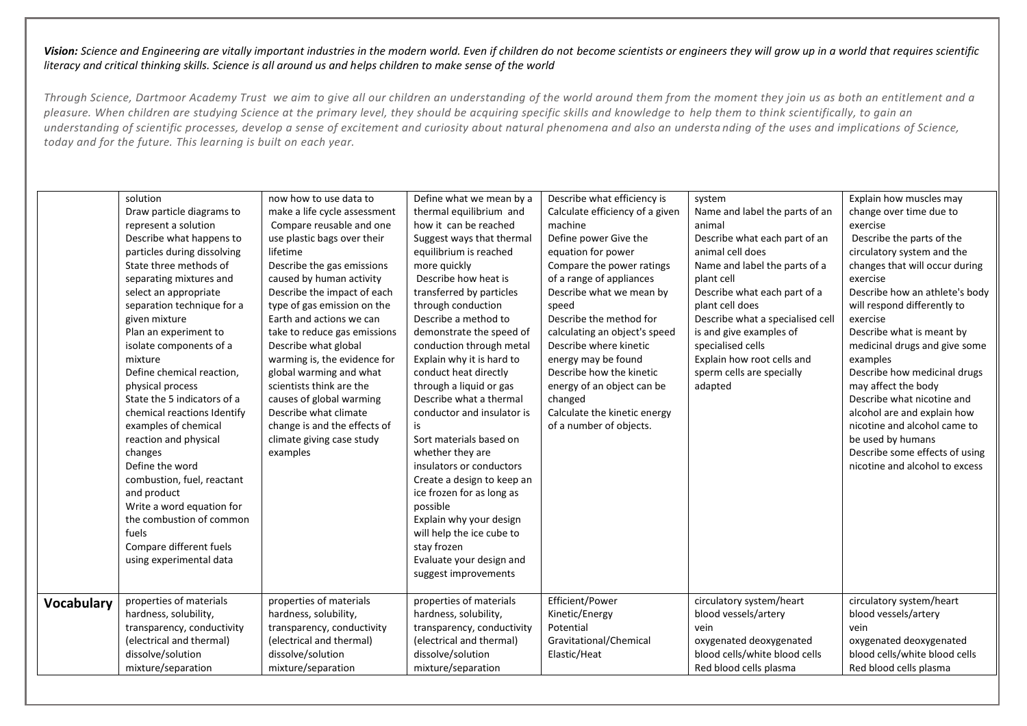***Vision:*** *Science and Engineering are vitally important industries in the modern world. Even if children do not become scientists or engineers they will grow up in a world that requires scientific literacy and critical thinking skills. Science is all around us and helps children to make sense of the world*

*Through Science, Dartmoor Academy Trust we aim to give all our children an understanding of the world around them from the moment they join us as both an entitlement and a pleasure. When children are studying Science at the primary level, they should be acquiring specific skills and knowledge to help them to think scientifically, to gain an understanding of scientific processes, develop a sense of excitement and curiosity about natural phenomena and also an understanding of the uses and implications of Science, today and for the future. This learning is built on each year.*

| | | | | | | |
|---|---|---|---|---|---|---|
| | solution<br>Draw particle diagrams to represent a solution<br>Describe what happens to particles during dissolving<br>State three methods of separating mixtures and select an appropriate separation technique for a given mixture<br>Plan an experiment to isolate components of a mixture<br>Define chemical reaction, physical process<br>State the 5 indicators of a chemical reactions Identify examples of chemical reaction and physical changes<br>Define the word combustion, fuel, reactant and product<br>Write a word equation for the combustion of common fuels<br>Compare different fuels using experimental data | now how to use data to make a life cycle assessment<br>Compare reusable and one use plastic bags over their lifetime<br>Describe the gas emissions caused by human activity<br>Describe the impact of each type of gas emission on the Earth and actions we can take to reduce gas emissions<br>Describe what global warming is, the evidence for global warming and what scientists think are the causes of global warming<br>Describe what climate change is and the effects of climate giving case study examples | Define what we mean by a thermal equilibrium and how it can be reached<br>Suggest ways that thermal equilibrium is reached more quickly<br>Describe how heat is transferred by particles through conduction<br>Describe a method to demonstrate the speed of conduction through metal<br>Explain why it is hard to conduct heat directly through a liquid or gas<br>Describe what a thermal conductor and insulator is<br>Sort materials based on whether they are insulators or conductors<br>Create a design to keep an ice frozen for as long as possible<br>Explain why your design will help the ice cube to stay frozen<br>Evaluate your design and suggest improvements | Describe what efficiency is<br>Calculate efficiency of a given machine<br>Define power Give the equation for power<br>Compare the power ratings of a range of appliances<br>Describe what we mean by speed<br>Describe the method for calculating an object's speed<br>Describe where kinetic energy may be found<br>Describe how the kinetic energy of an object can be changed<br>Calculate the kinetic energy of a number of objects. | system<br>Name and label the parts of an animal<br>Describe what each part of an animal cell does<br>Name and label the parts of a plant cell<br>Describe what each part of a plant cell does<br>Describe what a specialised cell is and give examples of specialised cells<br>Explain how root cells and sperm cells are specially adapted | Explain how muscles may change over time due to exercise<br>Describe the parts of the circulatory system and the changes that will occur during exercise<br>Describe how an athlete's body will respond differently to exercise<br>Describe what is meant by medicinal drugs and give some examples<br>Describe how medicinal drugs may affect the body<br>Describe what nicotine and alcohol are and explain how nicotine and alcohol came to be used by humans<br>Describe some effects of using nicotine and alcohol to excess |
| **Vocabulary** | properties of materials<br>hardness, solubility, transparency, conductivity (electrical and thermal)<br>dissolve/solution<br>mixture/separation | properties of materials<br>hardness, solubility, transparency, conductivity (electrical and thermal)<br>dissolve/solution<br>mixture/separation | properties of materials<br>hardness, solubility, transparency, conductivity (electrical and thermal)<br>dissolve/solution<br>mixture/separation | Efficient/Power<br>Kinetic/Energy<br>Potential<br>Gravitational/Chemical<br>Elastic/Heat | circulatory system/heart<br>blood vessels/artery<br>vein<br>oxygenated deoxygenated<br>blood cells/white blood cells<br>Red blood cells plasma | circulatory system/heart<br>blood vessels/artery<br>vein<br>oxygenated deoxygenated<br>blood cells/white blood cells<br>Red blood cells plasma |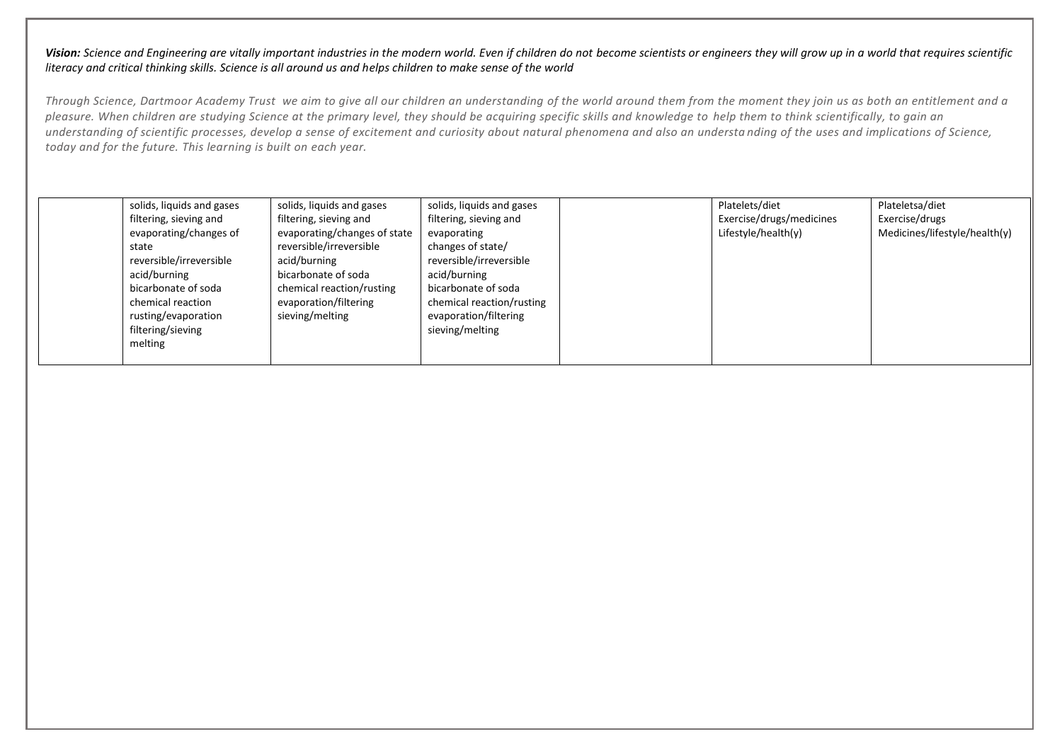***Vision:*** *Science and Engineering are vitally important industries in the modern world. Even if children do not become scientists or engineers they will grow up in a world that requires scientific literacy and critical thinking skills. Science is all around us and helps children to make sense of the world*

*Through Science, Dartmoor Academy Trust we aim to give all our children an understanding of the world around them from the moment they join us as both an entitlement and a pleasure. When children are studying Science at the primary level, they should be acquiring specific skills and knowledge to help them to think scientifically, to gain an understanding of scientific processes, develop a sense of excitement and curiosity about natural phenomena and also an understa nding of the uses and implications of Science, today and for the future. This learning is built on each year.*

| | | | | | | |
|---|---|---|---|---|---|---|
| | solids, liquids and gases<br>filtering, sieving and evaporating/changes of state<br>reversible/irreversible<br>acid/burning<br>bicarbonate of soda<br>chemical reaction<br>rusting/evaporation<br>filtering/sieving<br>melting | solids, liquids and gases<br>filtering, sieving and evaporating/changes of state<br>reversible/irreversible<br>acid/burning<br>bicarbonate of soda<br>chemical reaction/rusting<br>evaporation/filtering<br>sieving/melting | solids, liquids and gases<br>filtering, sieving and evaporating<br>changes of state/<br>reversible/irreversible<br>acid/burning<br>bicarbonate of soda<br>chemical reaction/rusting<br>evaporation/filtering<br>sieving/melting | | Platelets/diet<br>Exercise/drugs/medicines<br>Lifestyle/health(y) | Plateletsa/diet<br>Exercise/drugs<br>Medicines/lifestyle/health(y) |